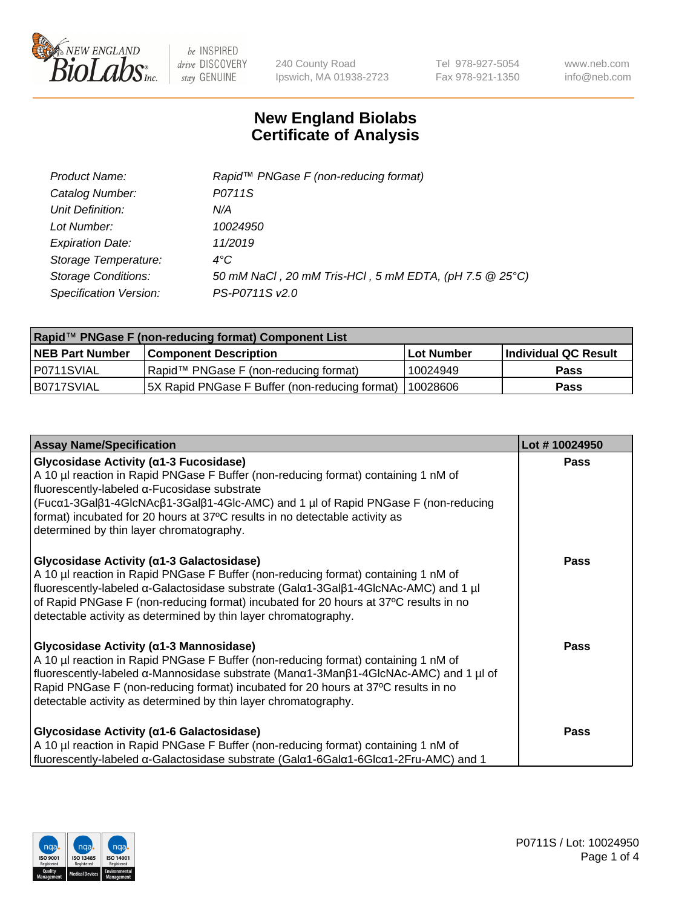240 County Road
Ipswich, MA 01938-2723

Tel 978-927-5054
Fax 978-921-1350

www.neb.com
info@neb.com

# New England Biolabs
# Certificate of Analysis

| | |
|---|---|
| *Product Name:* | *Rapid™ PNGase F (non-reducing format)* |
| *Catalog Number:* | *P0711S* |
| *Unit Definition:* | *N/A* |
| *Lot Number:* | *10024950* |
| *Expiration Date:* | *11/2019* |
| *Storage Temperature:* | *4°C* |
| *Storage Conditions:* | *50 mM NaCl , 20 mM Tris-HCl , 5 mM EDTA, (pH 7.5 @ 25°C)* |
| *Specification Version:* | *PS-P0711S v2.0* |

| **Rapid™ PNGase F (non-reducing format) Component List** | | | |
|---|---|---|---|
| **NEB Part Number** | **Component Description** | **Lot Number** | **Individual QC Result** |
| P0711SVIAL | Rapid™ PNGase F (non-reducing format) | 10024949 | **Pass** |
| B0717SVIAL | 5X Rapid PNGase F Buffer (non-reducing format) | 10028606 | **Pass** |

| **Assay Name/Specification** | **Lot # 10024950** |
|---|---|
| **Glycosidase Activity (α1-3 Fucosidase)**<br>A 10 µl reaction in Rapid PNGase F Buffer (non-reducing format) containing 1 nM of fluorescently-labeled α-Fucosidase substrate (Fucα1-3Galβ1-4GlcNAcβ1-3Galβ1-4Glc-AMC) and 1 µl of Rapid PNGase F (non-reducing format) incubated for 20 hours at 37ºC results in no detectable activity as determined by thin layer chromatography. | **Pass** |
| **Glycosidase Activity (α1-3 Galactosidase)**<br>A 10 µl reaction in Rapid PNGase F Buffer (non-reducing format) containing 1 nM of fluorescently-labeled α-Galactosidase substrate (Galα1-3Galβ1-4GlcNAc-AMC) and 1 µl of Rapid PNGase F (non-reducing format) incubated for 20 hours at 37ºC results in no detectable activity as determined by thin layer chromatography. | **Pass** |
| **Glycosidase Activity (α1-3 Mannosidase)**<br>A 10 µl reaction in Rapid PNGase F Buffer (non-reducing format) containing 1 nM of fluorescently-labeled α-Mannosidase substrate (Manα1-3Manβ1-4GlcNAc-AMC) and 1 µl of Rapid PNGase F (non-reducing format) incubated for 20 hours at 37ºC results in no detectable activity as determined by thin layer chromatography. | **Pass** |
| **Glycosidase Activity (α1-6 Galactosidase)**<br>A 10 µl reaction in Rapid PNGase F Buffer (non-reducing format) containing 1 nM of fluorescently-labeled α-Galactosidase substrate (Galα1-6Galα1-6Glcα1-2Fru-AMC) and 1 | **Pass** |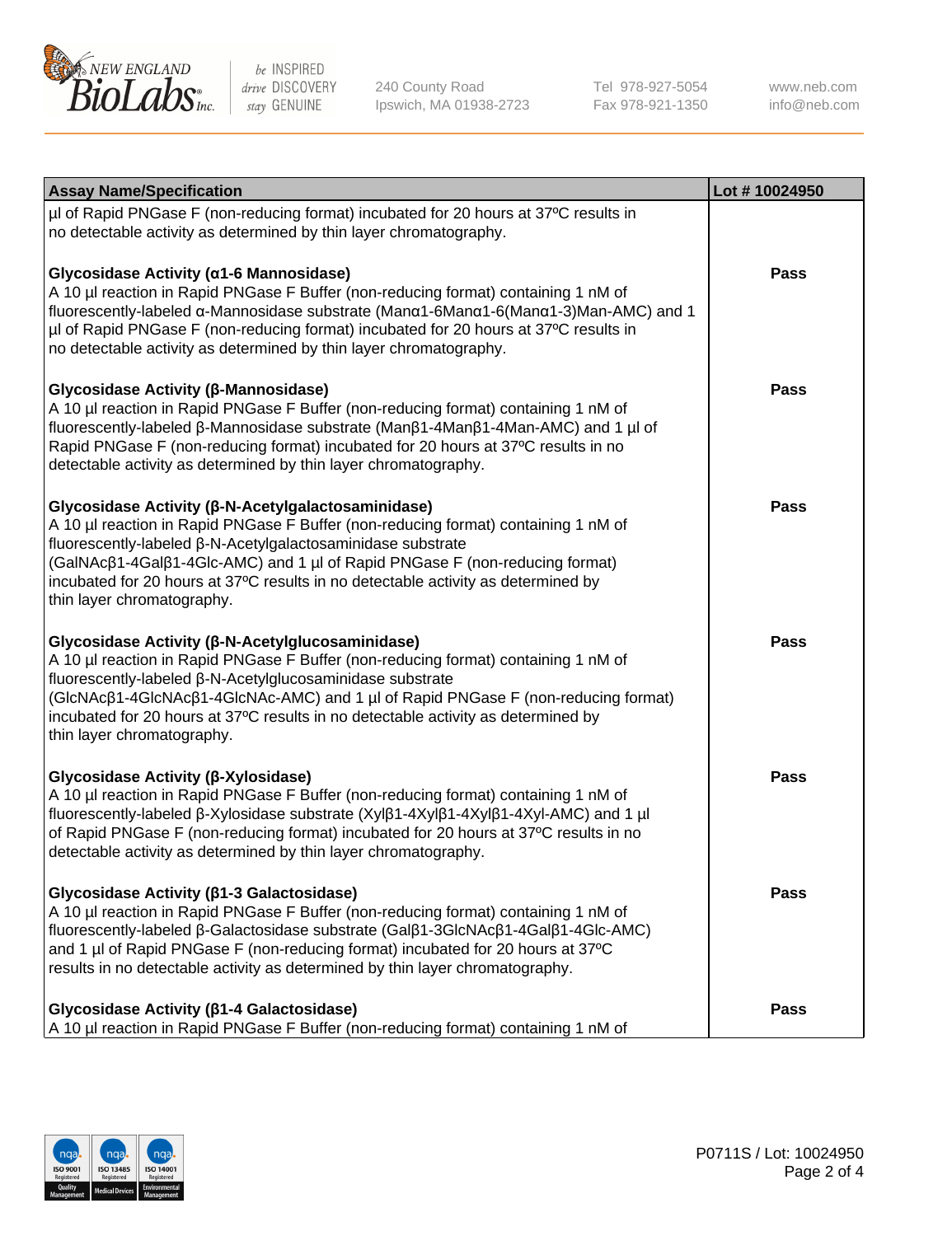| Assay Name/Specification | Lot # 10024950 |
| --- | --- |
| µl of Rapid PNGase F (non-reducing format) incubated for 20 hours at 37ºC results in no detectable activity as determined by thin layer chromatography. | |
| **Glycosidase Activity (α1-6 Mannosidase)**<br>A 10 µl reaction in Rapid PNGase F Buffer (non-reducing format) containing 1 nM of fluorescently-labeled α-Mannosidase substrate (Manα1-6Manα1-6(Manα1-3)Man-AMC) and 1 µl of Rapid PNGase F (non-reducing format) incubated for 20 hours at 37ºC results in no detectable activity as determined by thin layer chromatography. | Pass |
| **Glycosidase Activity (β-Mannosidase)**<br>A 10 µl reaction in Rapid PNGase F Buffer (non-reducing format) containing 1 nM of fluorescently-labeled β-Mannosidase substrate (Manβ1-4Manβ1-4Man-AMC) and 1 µl of Rapid PNGase F (non-reducing format) incubated for 20 hours at 37ºC results in no detectable activity as determined by thin layer chromatography. | Pass |
| **Glycosidase Activity (β-N-Acetylgalactosaminidase)**<br>A 10 µl reaction in Rapid PNGase F Buffer (non-reducing format) containing 1 nM of fluorescently-labeled β-N-Acetylgalactosaminidase substrate (GalNAcβ1-4Galβ1-4Glc-AMC) and 1 µl of Rapid PNGase F (non-reducing format) incubated for 20 hours at 37ºC results in no detectable activity as determined by thin layer chromatography. | Pass |
| **Glycosidase Activity (β-N-Acetylglucosaminidase)**<br>A 10 µl reaction in Rapid PNGase F Buffer (non-reducing format) containing 1 nM of fluorescently-labeled β-N-Acetylglucosaminidase substrate (GlcNAcβ1-4GlcNAcβ1-4GlcNAc-AMC) and 1 µl of Rapid PNGase F (non-reducing format) incubated for 20 hours at 37ºC results in no detectable activity as determined by thin layer chromatography. | Pass |
| **Glycosidase Activity (β-Xylosidase)**<br>A 10 µl reaction in Rapid PNGase F Buffer (non-reducing format) containing 1 nM of fluorescently-labeled β-Xylosidase substrate (Xylβ1-4Xylβ1-4Xylβ1-4Xyl-AMC) and 1 µl of Rapid PNGase F (non-reducing format) incubated for 20 hours at 37ºC results in no detectable activity as determined by thin layer chromatography. | Pass |
| **Glycosidase Activity (β1-3 Galactosidase)**<br>A 10 µl reaction in Rapid PNGase F Buffer (non-reducing format) containing 1 nM of fluorescently-labeled β-Galactosidase substrate (Galβ1-3GlcNAcβ1-4Galβ1-4Glc-AMC) and 1 µl of Rapid PNGase F (non-reducing format) incubated for 20 hours at 37ºC results in no detectable activity as determined by thin layer chromatography. | Pass |
| **Glycosidase Activity (β1-4 Galactosidase)**<br>A 10 µl reaction in Rapid PNGase F Buffer (non-reducing format) containing 1 nM of | Pass |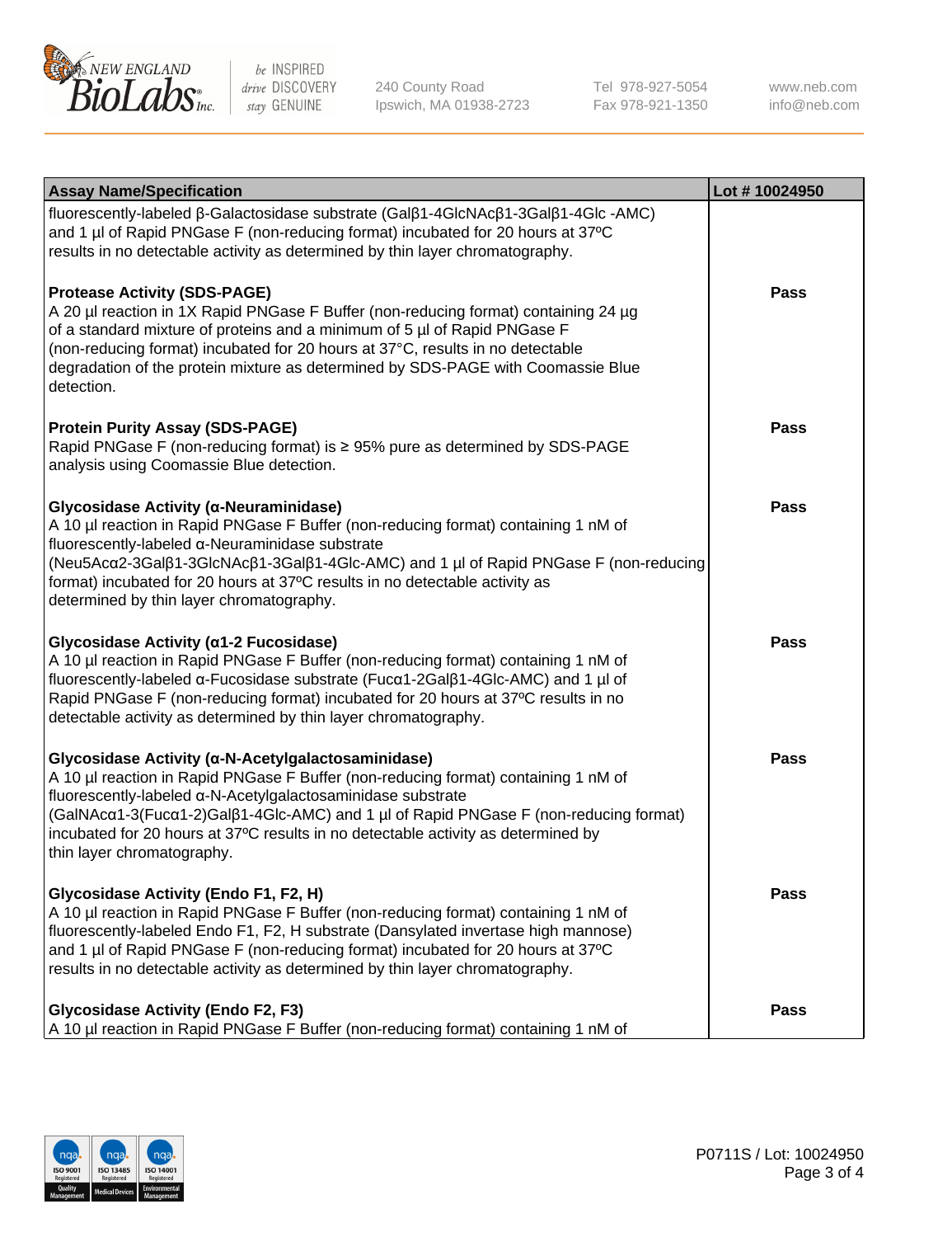| Assay Name/Specification | Lot # 10024950 |
|---|---|
| fluorescently-labeled β-Galactosidase substrate (Galβ1-4GlcNAcβ1-3Galβ1-4Glc -AMC) and 1 µl of Rapid PNGase F (non-reducing format) incubated for 20 hours at 37ºC results in no detectable activity as determined by thin layer chromatography. | |
| **Protease Activity (SDS-PAGE)**<br>A 20 µl reaction in 1X Rapid PNGase F Buffer (non-reducing format) containing 24 µg of a standard mixture of proteins and a minimum of 5 µl of Rapid PNGase F (non-reducing format) incubated for 20 hours at 37°C, results in no detectable degradation of the protein mixture as determined by SDS-PAGE with Coomassie Blue detection. | Pass |
| **Protein Purity Assay (SDS-PAGE)**<br>Rapid PNGase F (non-reducing format) is ≥ 95% pure as determined by SDS-PAGE analysis using Coomassie Blue detection. | Pass |
| **Glycosidase Activity (α-Neuraminidase)**<br>A 10 µl reaction in Rapid PNGase F Buffer (non-reducing format) containing 1 nM of fluorescently-labeled α-Neuraminidase substrate (Neu5Acα2-3Galβ1-3GlcNAcβ1-3Galβ1-4Glc-AMC) and 1 µl of Rapid PNGase F (non-reducing format) incubated for 20 hours at 37ºC results in no detectable activity as determined by thin layer chromatography. | Pass |
| **Glycosidase Activity (α1-2 Fucosidase)**<br>A 10 µl reaction in Rapid PNGase F Buffer (non-reducing format) containing 1 nM of fluorescently-labeled α-Fucosidase substrate (Fucα1-2Galβ1-4Glc-AMC) and 1 µl of Rapid PNGase F (non-reducing format) incubated for 20 hours at 37ºC results in no detectable activity as determined by thin layer chromatography. | Pass |
| **Glycosidase Activity (α-N-Acetylgalactosaminidase)**<br>A 10 µl reaction in Rapid PNGase F Buffer (non-reducing format) containing 1 nM of fluorescently-labeled α-N-Acetylgalactosaminidase substrate (GalNAcα1-3(Fucα1-2)Galβ1-4Glc-AMC) and 1 µl of Rapid PNGase F (non-reducing format) incubated for 20 hours at 37ºC results in no detectable activity as determined by thin layer chromatography. | Pass |
| **Glycosidase Activity (Endo F1, F2, H)**<br>A 10 µl reaction in Rapid PNGase F Buffer (non-reducing format) containing 1 nM of fluorescently-labeled Endo F1, F2, H substrate (Dansylated invertase high mannose) and 1 µl of Rapid PNGase F (non-reducing format) incubated for 20 hours at 37ºC results in no detectable activity as determined by thin layer chromatography. | Pass |
| **Glycosidase Activity (Endo F2, F3)**<br>A 10 µl reaction in Rapid PNGase F Buffer (non-reducing format) containing 1 nM of | Pass |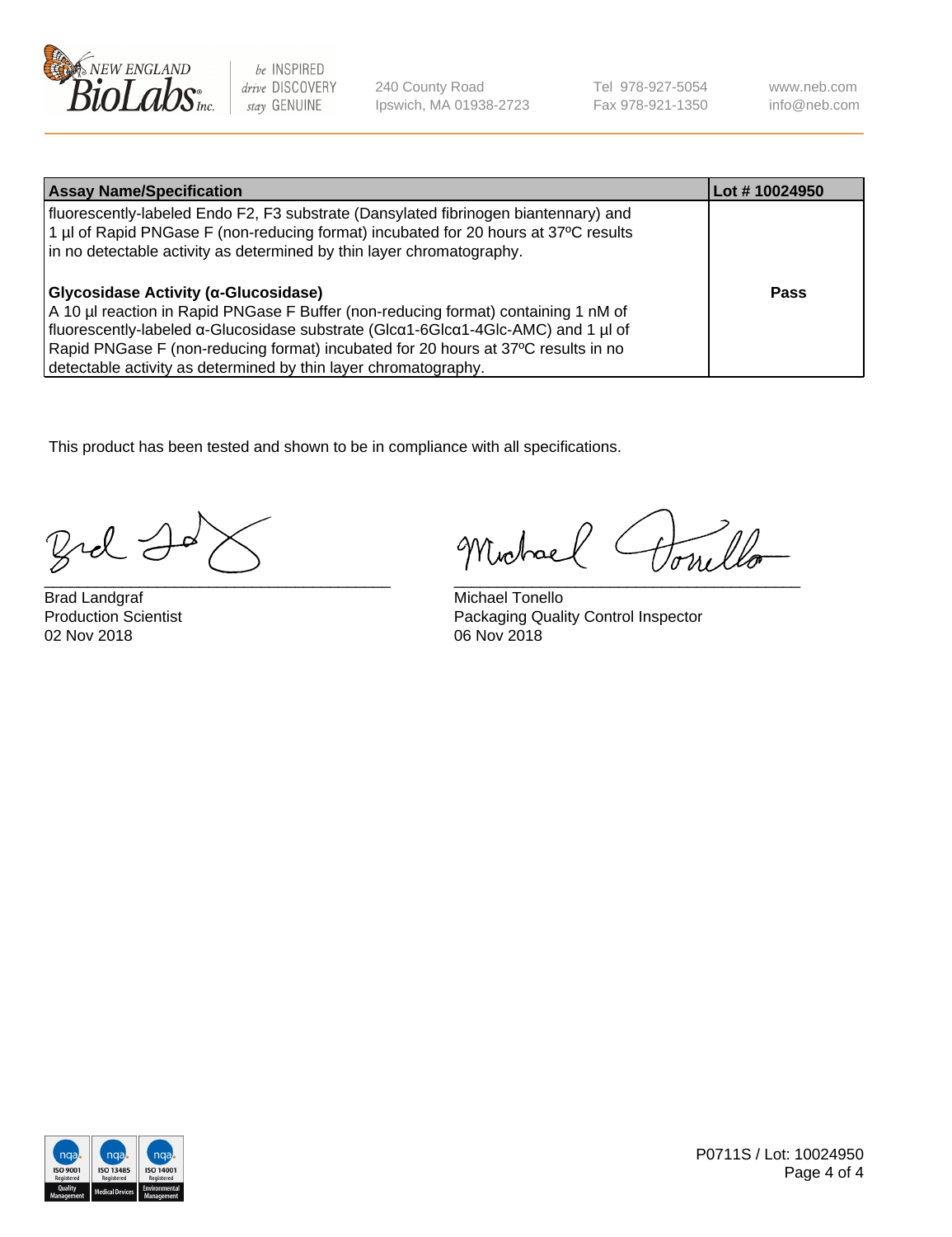| Assay Name/Specification | Lot # 10024950 |
|---|---|
| fluorescently-labeled Endo F2, F3 substrate (Dansylated fibrinogen biantennary) and 1 µl of Rapid PNGase F (non-reducing format) incubated for 20 hours at 37ºC results in no detectable activity as determined by thin layer chromatography. | |
| **Glycosidase Activity (α-Glucosidase)**<br>A 10 µl reaction in Rapid PNGase F Buffer (non-reducing format) containing 1 nM of fluorescently-labeled α-Glucosidase substrate (Glcα1-6Glcα1-4Glc-AMC) and 1 µl of Rapid PNGase F (non-reducing format) incubated for 20 hours at 37ºC results in no detectable activity as determined by thin layer chromatography. | **Pass** |

This product has been tested and shown to be in compliance with all specifications.

Brad Landgraf
Production Scientist
02 Nov 2018

Michael Tonello
Packaging Quality Control Inspector
06 Nov 2018

P0711S / Lot: 10024950